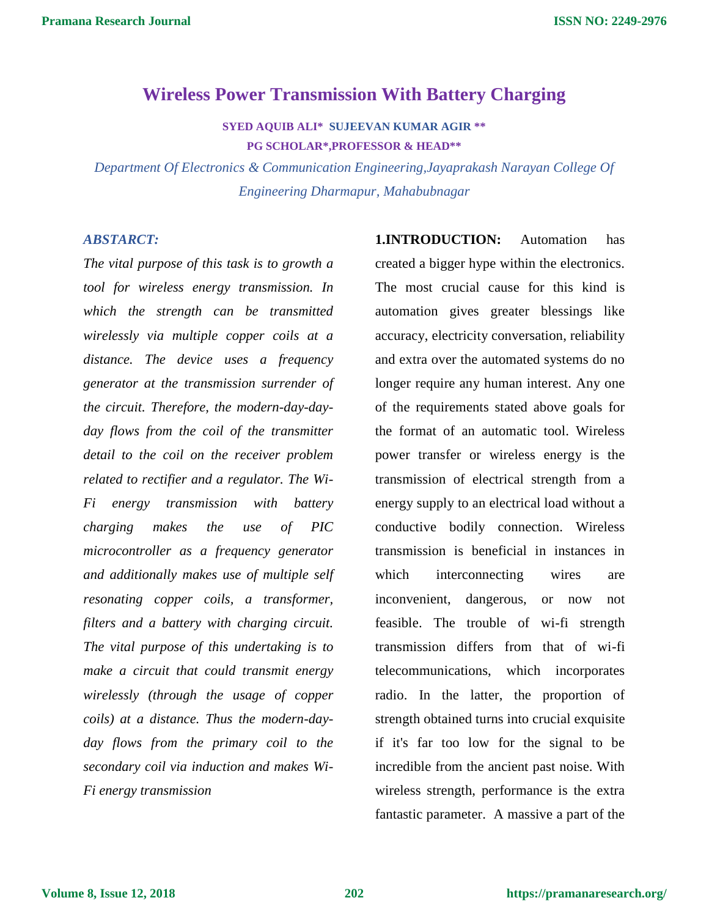# Wireless Power Transmission With Battery Charging

**SYED AQUIB ALI* SUJEEVAN KUMAR AGIR ****

**PG SCHOLAR*,PROFESSOR & HEAD****

*Department Of Electronics & Communication Engineering,Jayaprakash Narayan College Of Engineering Dharmapur, Mahabubnagar*

## *ABSTARCT:*

*The vital purpose of this task is to growth a tool for wireless energy transmission. In which the strength can be transmitted wirelessly via multiple copper coils at a distance. The device uses a frequency generator at the transmission surrender of the circuit. Therefore, the modern-day-day-day flows from the coil of the transmitter detail to the coil on the receiver problem related to rectifier and a regulator. The Wi-Fi energy transmission with battery charging makes the use of PIC microcontroller as a frequency generator and additionally makes use of multiple self resonating copper coils, a transformer, filters and a battery with charging circuit. The vital purpose of this undertaking is to make a circuit that could transmit energy wirelessly (through the usage of copper coils) at a distance. Thus the modern-day-day flows from the primary coil to the secondary coil via induction and makes Wi-Fi energy transmission*

**1.INTRODUCTION:** Automation has created a bigger hype within the electronics. The most crucial cause for this kind is automation gives greater blessings like accuracy, electricity conversation, reliability and extra over the automated systems do no longer require any human interest. Any one of the requirements stated above goals for the format of an automatic tool. Wireless power transfer or wireless energy is the transmission of electrical strength from a energy supply to an electrical load without a conductive bodily connection. Wireless transmission is beneficial in instances in which interconnecting wires are inconvenient, dangerous, or now not feasible. The trouble of wi-fi strength transmission differs from that of wi-fi telecommunications, which incorporates radio. In the latter, the proportion of strength obtained turns into crucial exquisite if it's far too low for the signal to be incredible from the ancient past noise. With wireless strength, performance is the extra fantastic parameter. A massive a part of the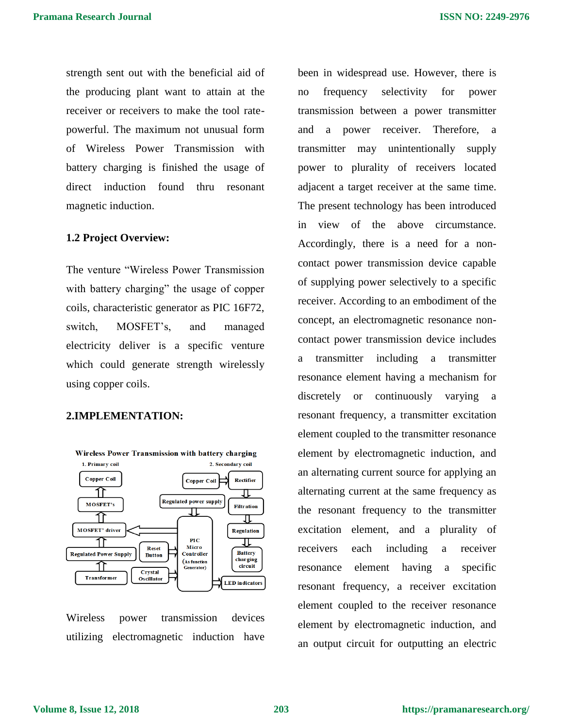strength sent out with the beneficial aid of the producing plant want to attain at the receiver or receivers to make the tool rate-powerful. The maximum not unusual form of Wireless Power Transmission with battery charging is finished the usage of direct induction found thru resonant magnetic induction.

### 1.2 Project Overview:

The venture "Wireless Power Transmission with battery charging" the usage of copper coils, characteristic generator as PIC 16F72, switch, MOSFET's, and managed electricity deliver is a specific venture which could generate strength wirelessly using copper coils.

## 2.IMPLEMENTATION:

Wireless Power Transmission with battery charging

1. Primary coil: Copper Coil ⇐ MOSFET's ⇐ MOSFET' driver ⇐ Regulated Power Supply ⇐ Transformer; PIC Micro Controller (As function Generator) → MOSFET' driver; Reset Button → PIC Micro Controller; Crystal Oscillator → PIC Micro Controller

2. Secondary coil: Copper Coil → Rectifier → Filtration → Regulation → Battery charging circuit; Regulated power supply → PIC Micro Controller; PIC Micro Controller → LED indicators

Wireless power transmission devices utilizing electromagnetic induction have been in widespread use. However, there is no frequency selectivity for power transmission between a power transmitter and a power receiver. Therefore, a transmitter may unintentionally supply power to plurality of receivers located adjacent a target receiver at the same time. The present technology has been introduced in view of the above circumstance. Accordingly, there is a need for a non-contact power transmission device capable of supplying power selectively to a specific receiver. According to an embodiment of the concept, an electromagnetic resonance non-contact power transmission device includes a transmitter including a transmitter resonance element having a mechanism for discretely or continuously varying a resonant frequency, a transmitter excitation element coupled to the transmitter resonance element by electromagnetic induction, and an alternating current source for applying an alternating current at the same frequency as the resonant frequency to the transmitter excitation element, and a plurality of receivers each including a receiver resonance element having a specific resonant frequency, a receiver excitation element coupled to the receiver resonance element by electromagnetic induction, and an output circuit for outputting an electric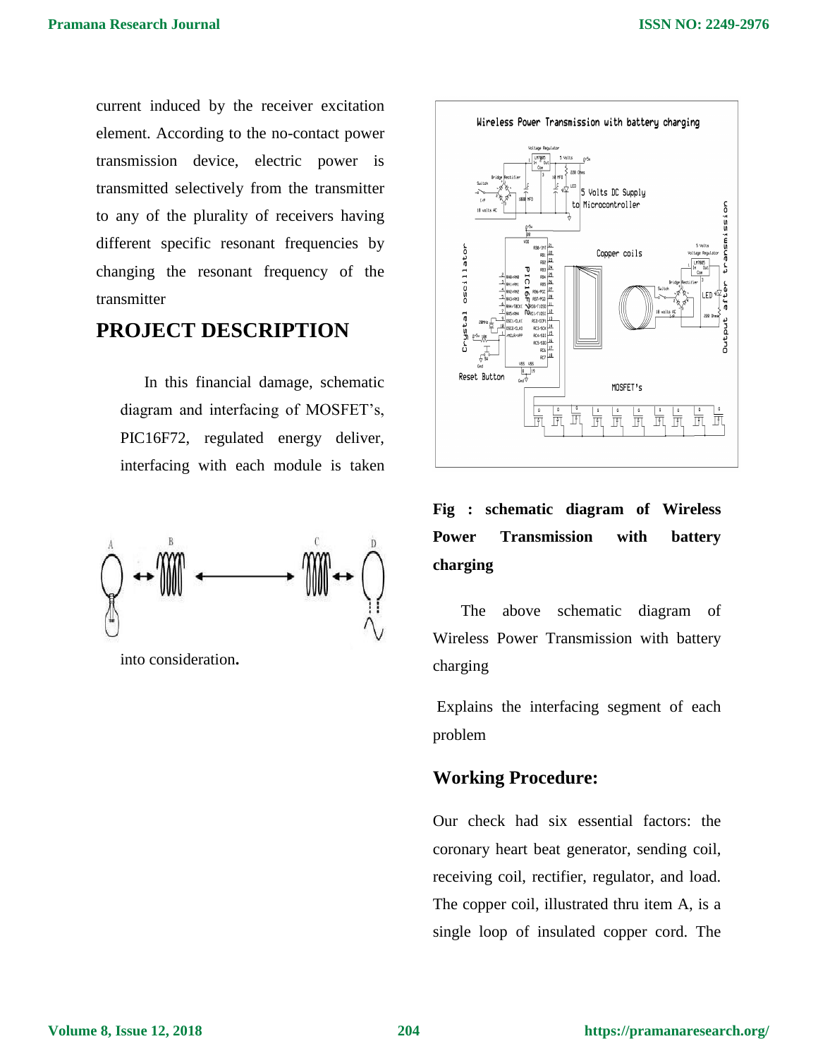current induced by the receiver excitation element. According to the no-contact power transmission device, electric power is transmitted selectively from the transmitter to any of the plurality of receivers having different specific resonant frequencies by changing the resonant frequency of the transmitter

## PROJECT DESCRIPTION

In this financial damage, schematic diagram and interfacing of MOSFET's, PIC16F72, regulated energy deliver, interfacing with each module is taken into consideration.

**Fig : schematic diagram of Wireless Power Transmission with battery charging**

The above schematic diagram of Wireless Power Transmission with battery charging

Explains the interfacing segment of each problem

### Working Procedure:

Our check had six essential factors: the coronary heart beat generator, sending coil, receiving coil, rectifier, regulator, and load. The copper coil, illustrated thru item A, is a single loop of insulated copper cord. The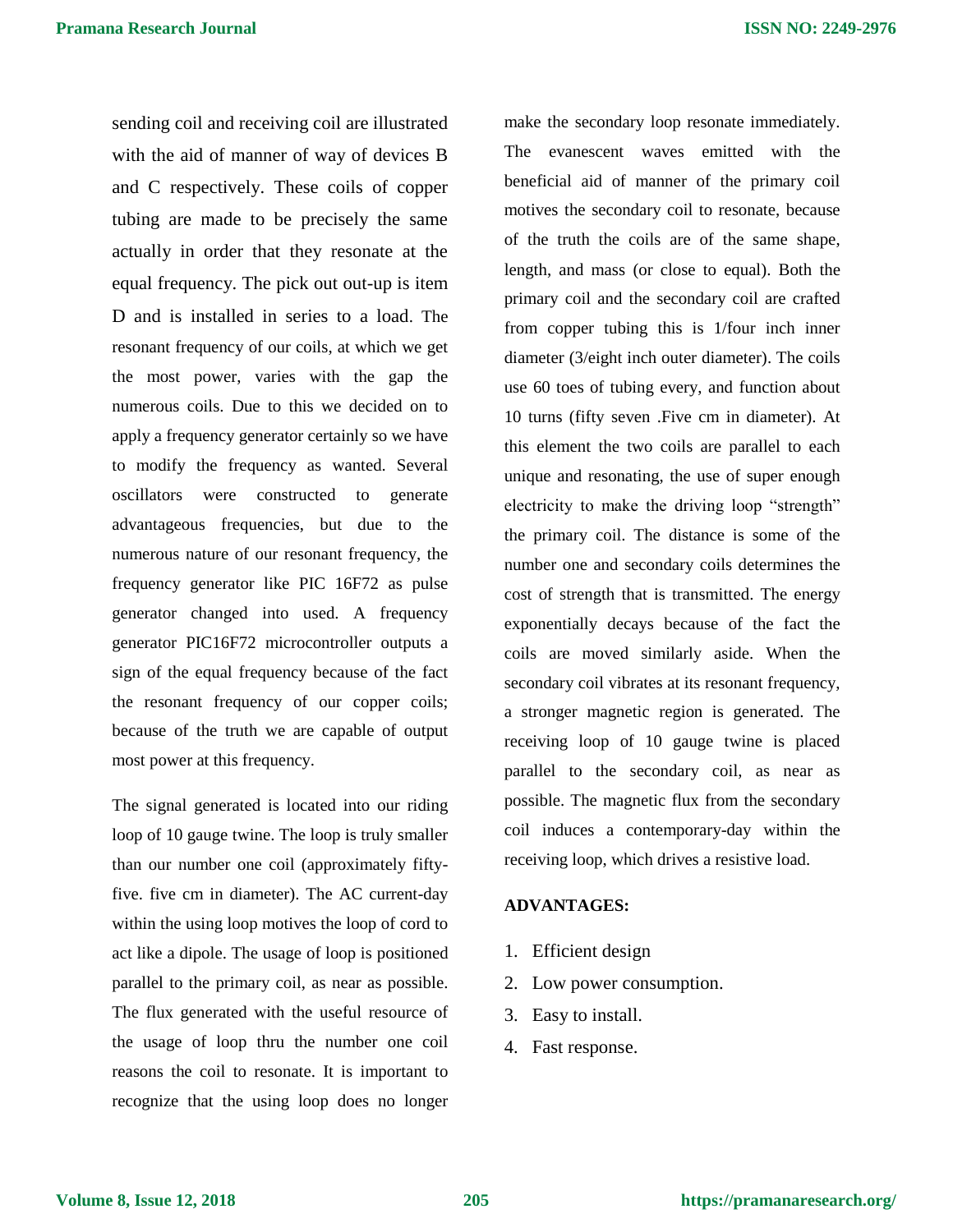sending coil and receiving coil are illustrated with the aid of manner of way of devices B and C respectively. These coils of copper tubing are made to be precisely the same actually in order that they resonate at the equal frequency. The pick out out-up is item D and is installed in series to a load. The resonant frequency of our coils, at which we get the most power, varies with the gap the numerous coils. Due to this we decided on to apply a frequency generator certainly so we have to modify the frequency as wanted. Several oscillators were constructed to generate advantageous frequencies, but due to the numerous nature of our resonant frequency, the frequency generator like PIC 16F72 as pulse generator changed into used. A frequency generator PIC16F72 microcontroller outputs a sign of the equal frequency because of the fact the resonant frequency of our copper coils; because of the truth we are capable of output most power at this frequency.

The signal generated is located into our riding loop of 10 gauge twine. The loop is truly smaller than our number one coil (approximately fifty-five. five cm in diameter). The AC current-day within the using loop motives the loop of cord to act like a dipole. The usage of loop is positioned parallel to the primary coil, as near as possible. The flux generated with the useful resource of the usage of loop thru the number one coil reasons the coil to resonate. It is important to recognize that the using loop does no longer make the secondary loop resonate immediately. The evanescent waves emitted with the beneficial aid of manner of the primary coil motives the secondary coil to resonate, because of the truth the coils are of the same shape, length, and mass (or close to equal). Both the primary coil and the secondary coil are crafted from copper tubing this is 1/four inch inner diameter (3/eight inch outer diameter). The coils use 60 toes of tubing every, and function about 10 turns (fifty seven .Five cm in diameter). At this element the two coils are parallel to each unique and resonating, the use of super enough electricity to make the driving loop "strength" the primary coil. The distance is some of the number one and secondary coils determines the cost of strength that is transmitted. The energy exponentially decays because of the fact the coils are moved similarly aside. When the secondary coil vibrates at its resonant frequency, a stronger magnetic region is generated. The receiving loop of 10 gauge twine is placed parallel to the secondary coil, as near as possible. The magnetic flux from the secondary coil induces a contemporary-day within the receiving loop, which drives a resistive load.

**ADVANTAGES:**

1. Efficient design
2. Low power consumption.
3. Easy to install.
4. Fast response.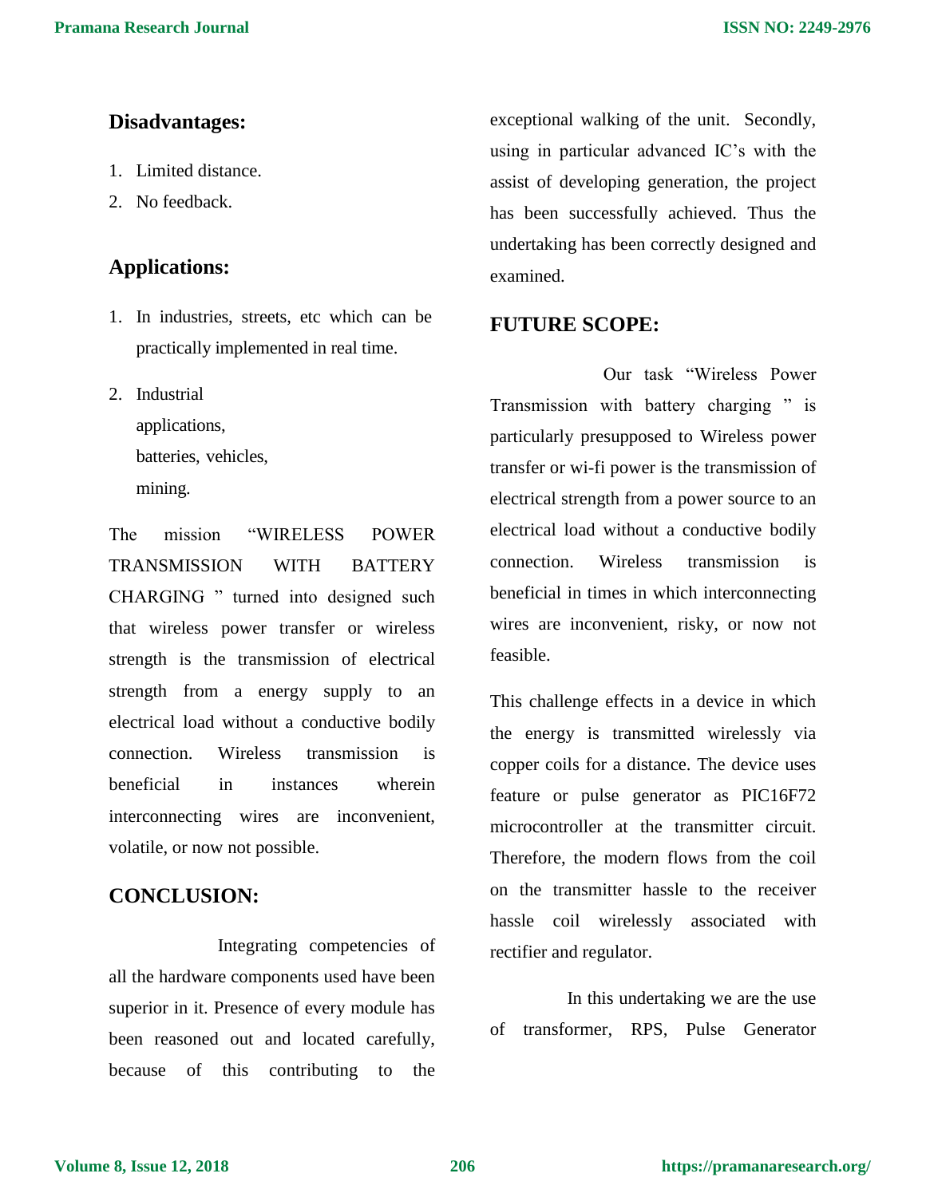## Disadvantages:

1. Limited distance.
2. No feedback.

## Applications:

1. In industries, streets, etc which can be practically implemented in real time.
2. Industrial applications, batteries, vehicles, mining.

The mission "WIRELESS POWER TRANSMISSION WITH BATTERY CHARGING " turned into designed such that wireless power transfer or wireless strength is the transmission of electrical strength from a energy supply to an electrical load without a conductive bodily connection. Wireless transmission is beneficial in instances wherein interconnecting wires are inconvenient, volatile, or now not possible.

## CONCLUSION:

Integrating competencies of all the hardware components used have been superior in it. Presence of every module has been reasoned out and located carefully, because of this contributing to the exceptional walking of the unit. Secondly, using in particular advanced IC's with the assist of developing generation, the project has been successfully achieved. Thus the undertaking has been correctly designed and examined.

## FUTURE SCOPE:

Our task "Wireless Power Transmission with battery charging " is particularly presupposed to Wireless power transfer or wi-fi power is the transmission of electrical strength from a power source to an electrical load without a conductive bodily connection. Wireless transmission is beneficial in times in which interconnecting wires are inconvenient, risky, or now not feasible.

This challenge effects in a device in which the energy is transmitted wirelessly via copper coils for a distance. The device uses feature or pulse generator as PIC16F72 microcontroller at the transmitter circuit. Therefore, the modern flows from the coil on the transmitter hassle to the receiver hassle coil wirelessly associated with rectifier and regulator.

In this undertaking we are the use of transformer, RPS, Pulse Generator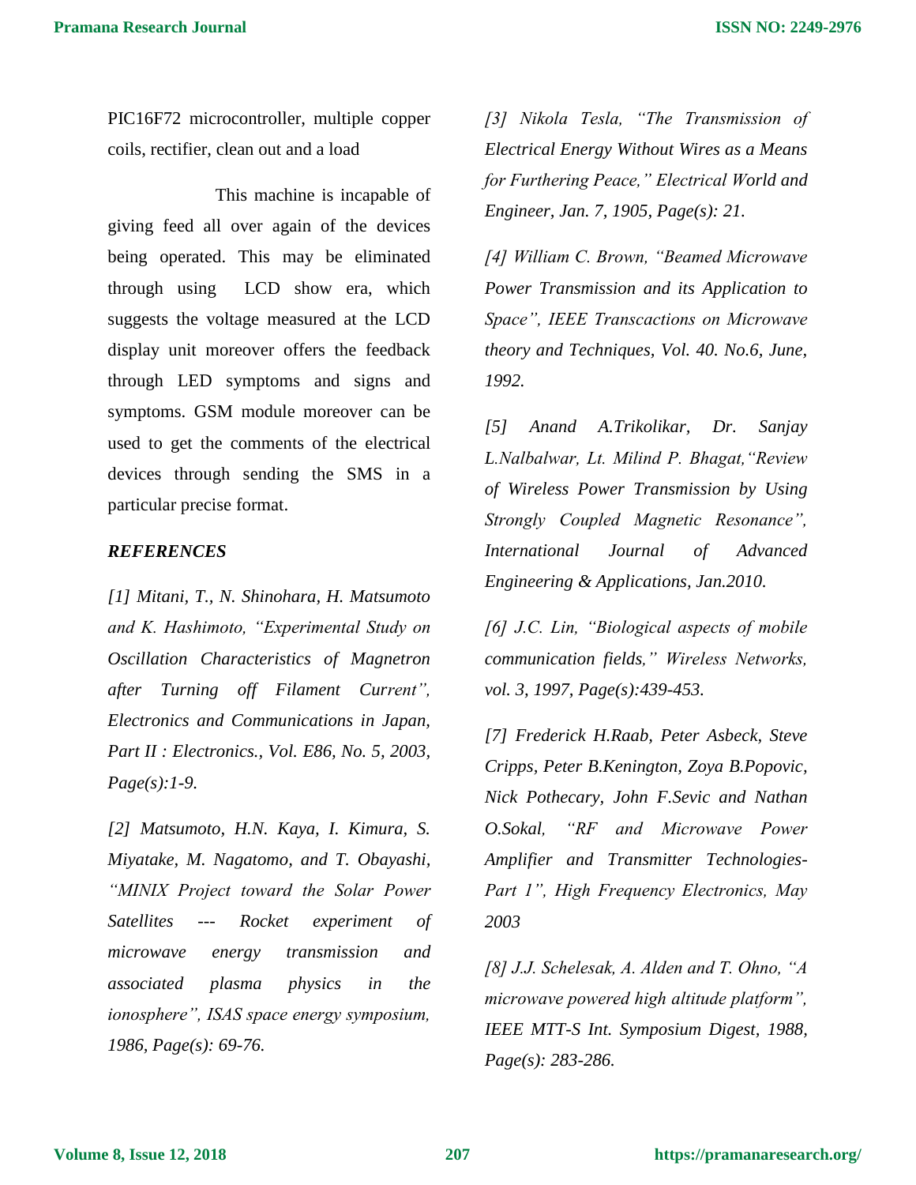PIC16F72 microcontroller, multiple copper coils, rectifier, clean out and a load

This machine is incapable of giving feed all over again of the devices being operated. This may be eliminated through using LCD show era, which suggests the voltage measured at the LCD display unit moreover offers the feedback through LED symptoms and signs and symptoms. GSM module moreover can be used to get the comments of the electrical devices through sending the SMS in a particular precise format.

***REFERENCES***

*[1] Mitani, T., N. Shinohara, H. Matsumoto and K. Hashimoto, "Experimental Study on Oscillation Characteristics of Magnetron after Turning off Filament Current", Electronics and Communications in Japan, Part II : Electronics., Vol. E86, No. 5, 2003, Page(s):1-9.*

*[2] Matsumoto, H.N. Kaya, I. Kimura, S. Miyatake, M. Nagatomo, and T. Obayashi, "MINIX Project toward the Solar Power Satellites --- Rocket experiment of microwave energy transmission and associated plasma physics in the ionosphere", ISAS space energy symposium, 1986, Page(s): 69-76.*

*[3] Nikola Tesla, "The Transmission of Electrical Energy Without Wires as a Means for Furthering Peace," Electrical World and Engineer, Jan. 7, 1905, Page(s): 21.*

*[4] William C. Brown, "Beamed Microwave Power Transmission and its Application to Space", IEEE Transcactions on Microwave theory and Techniques, Vol. 40. No.6, June, 1992.*

*[5] Anand A.Trikolikar, Dr. Sanjay L.Nalbalwar, Lt. Milind P. Bhagat,"Review of Wireless Power Transmission by Using Strongly Coupled Magnetic Resonance", International Journal of Advanced Engineering & Applications, Jan.2010.*

*[6] J.C. Lin, "Biological aspects of mobile communication fields," Wireless Networks, vol. 3, 1997, Page(s):439-453.*

*[7] Frederick H.Raab, Peter Asbeck, Steve Cripps, Peter B.Kenington, Zoya B.Popovic, Nick Pothecary, John F.Sevic and Nathan O.Sokal, "RF and Microwave Power Amplifier and Transmitter Technologies-Part 1", High Frequency Electronics, May 2003*

*[8] J.J. Schelesak, A. Alden and T. Ohno, "A microwave powered high altitude platform", IEEE MTT-S Int. Symposium Digest, 1988, Page(s): 283-286.*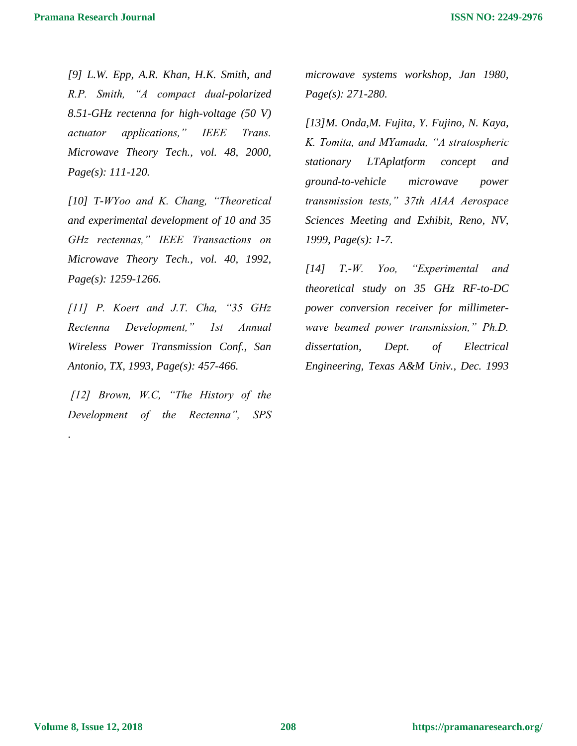*[9] L.W. Epp, A.R. Khan, H.K. Smith, and R.P. Smith, "A compact dual-polarized 8.51-GHz rectenna for high-voltage (50 V) actuator applications," IEEE Trans. Microwave Theory Tech., vol. 48, 2000, Page(s): 111-120.*

*[10] T-WYoo and K. Chang, "Theoretical and experimental development of 10 and 35 GHz rectennas," IEEE Transactions on Microwave Theory Tech., vol. 40, 1992, Page(s): 1259-1266.*

*[11] P. Koert and J.T. Cha, "35 GHz Rectenna Development," 1st Annual Wireless Power Transmission Conf., San Antonio, TX, 1993, Page(s): 457-466.*

*[12] Brown, W.C, "The History of the Development of the Rectenna", SPS microwave systems workshop, Jan 1980, Page(s): 271-280.*

*[13]M. Onda,M. Fujita, Y. Fujino, N. Kaya, K. Tomita, and MYamada, "A stratospheric stationary LTAplatform concept and ground-to-vehicle microwave power transmission tests," 37th AIAA Aerospace Sciences Meeting and Exhibit, Reno, NV, 1999, Page(s): 1-7.*

*[14] T.-W. Yoo, "Experimental and theoretical study on 35 GHz RF-to-DC power conversion receiver for millimeter-wave beamed power transmission," Ph.D. dissertation, Dept. of Electrical Engineering, Texas A&M Univ., Dec. 1993*